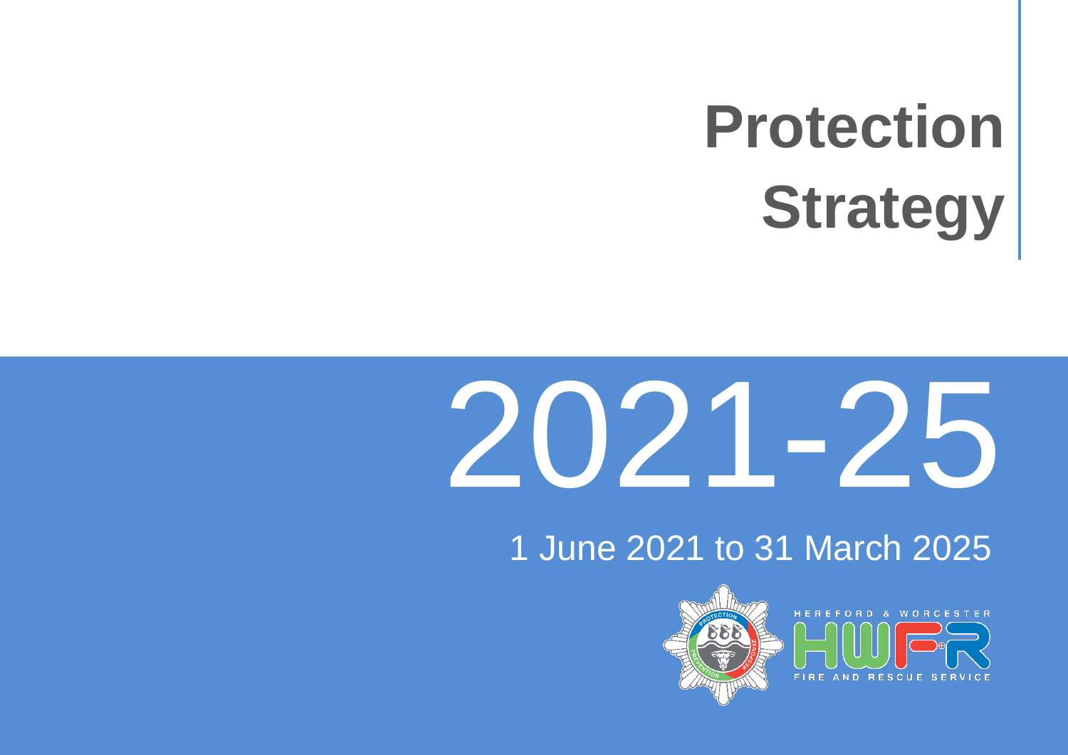# Protection Strategy

# 2021-25

1 June 2021 to 31 March 2025

HEREFORD & WORCESTER

HWFR

FIRE AND RESCUE SERVICE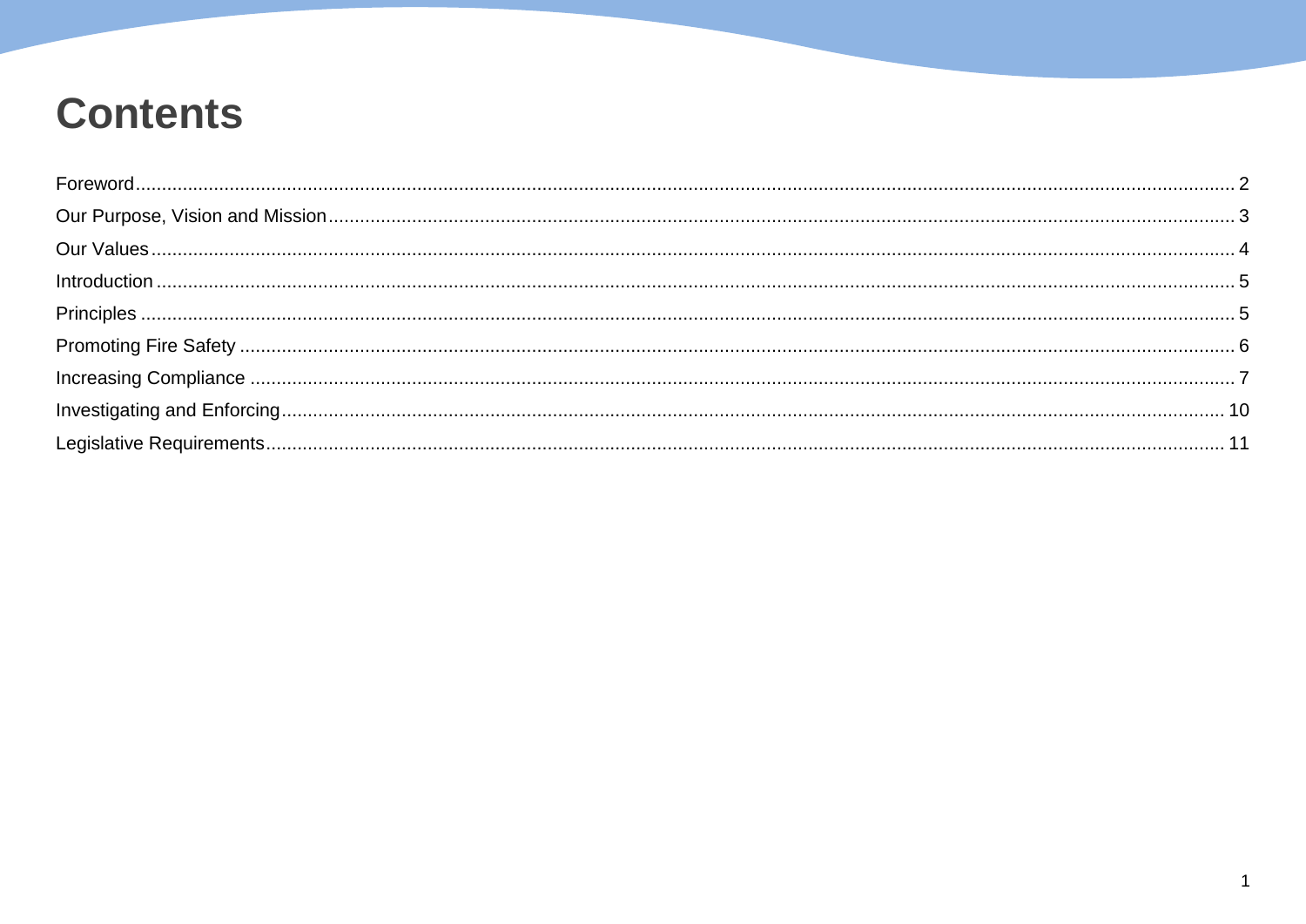# Contents

| | |
|---|---|
| Foreword | 2 |
| Our Purpose, Vision and Mission | 3 |
| Our Values | 4 |
| Introduction | 5 |
| Principles | 5 |
| Promoting Fire Safety | 6 |
| Increasing Compliance | 7 |
| Investigating and Enforcing | 10 |
| Legislative Requirements | 11 |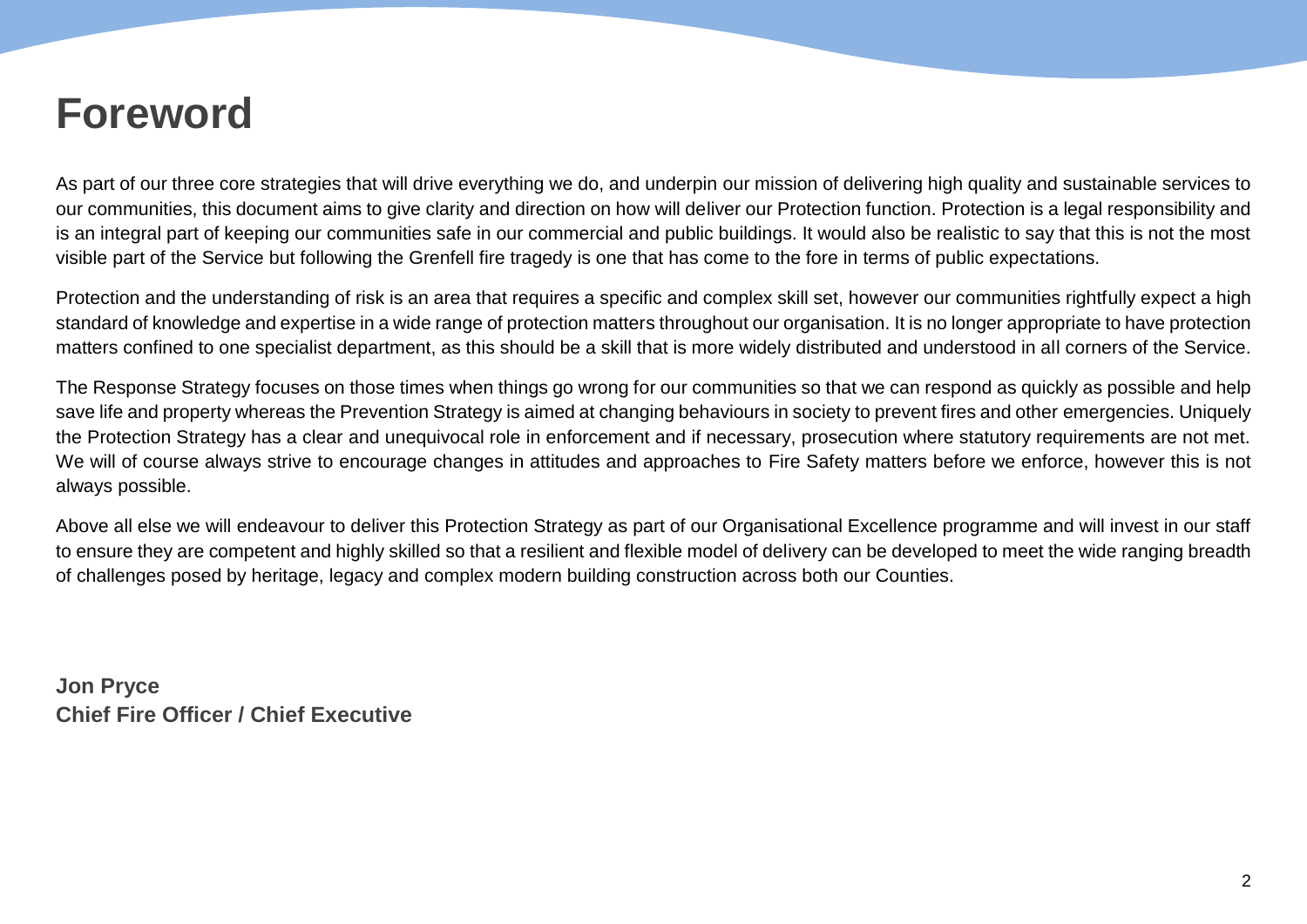# Foreword

As part of our three core strategies that will drive everything we do, and underpin our mission of delivering high quality and sustainable services to our communities, this document aims to give clarity and direction on how will deliver our Protection function. Protection is a legal responsibility and is an integral part of keeping our communities safe in our commercial and public buildings. It would also be realistic to say that this is not the most visible part of the Service but following the Grenfell fire tragedy is one that has come to the fore in terms of public expectations.

Protection and the understanding of risk is an area that requires a specific and complex skill set, however our communities rightfully expect a high standard of knowledge and expertise in a wide range of protection matters throughout our organisation. It is no longer appropriate to have protection matters confined to one specialist department, as this should be a skill that is more widely distributed and understood in all corners of the Service.

The Response Strategy focuses on those times when things go wrong for our communities so that we can respond as quickly as possible and help save life and property whereas the Prevention Strategy is aimed at changing behaviours in society to prevent fires and other emergencies. Uniquely the Protection Strategy has a clear and unequivocal role in enforcement and if necessary, prosecution where statutory requirements are not met. We will of course always strive to encourage changes in attitudes and approaches to Fire Safety matters before we enforce, however this is not always possible.

Above all else we will endeavour to deliver this Protection Strategy as part of our Organisational Excellence programme and will invest in our staff to ensure they are competent and highly skilled so that a resilient and flexible model of delivery can be developed to meet the wide ranging breadth of challenges posed by heritage, legacy and complex modern building construction across both our Counties.

**Jon Pryce**
**Chief Fire Officer / Chief Executive**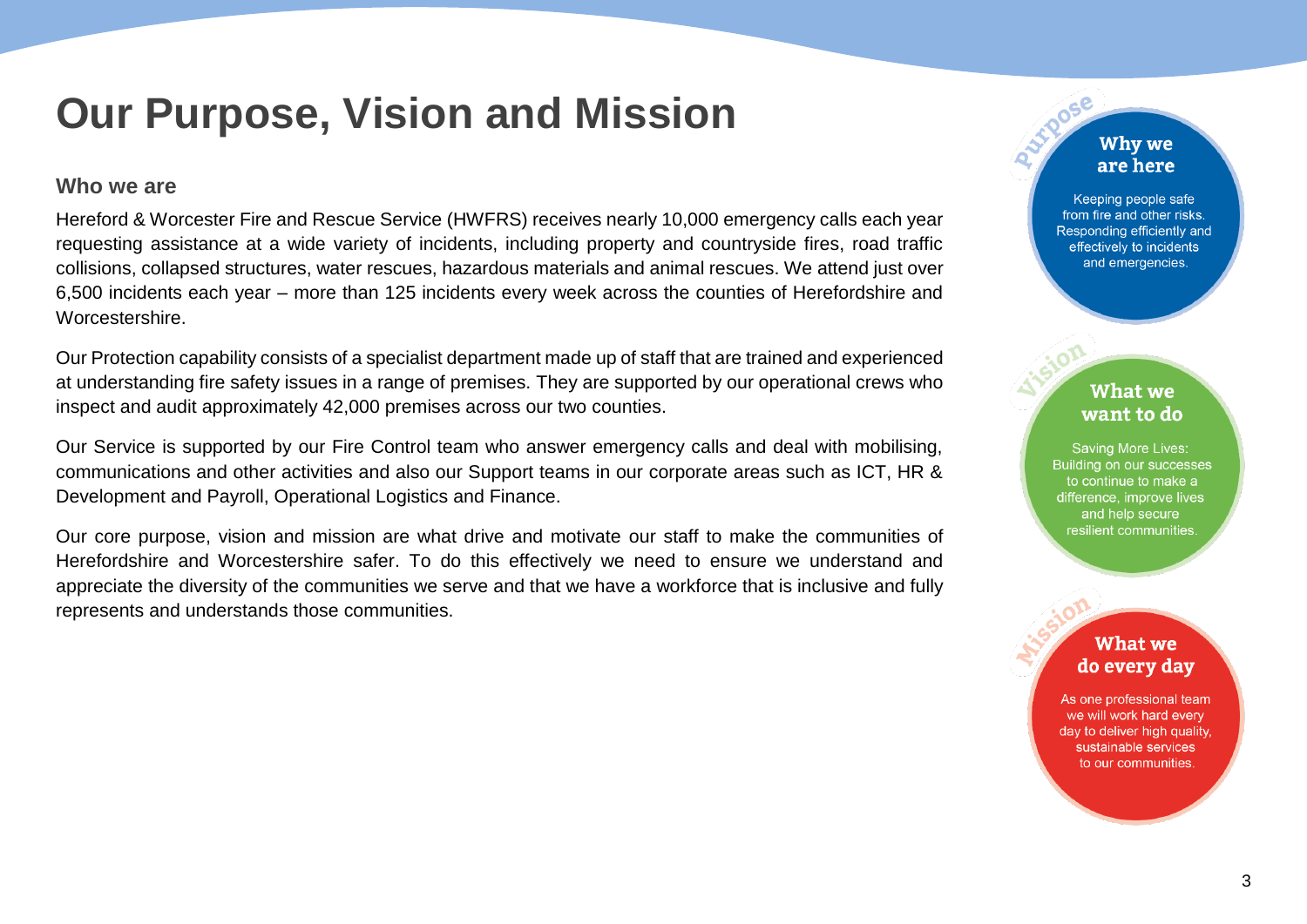# Our Purpose, Vision and Mission

### Who we are

Hereford & Worcester Fire and Rescue Service (HWFRS) receives nearly 10,000 emergency calls each year requesting assistance at a wide variety of incidents, including property and countryside fires, road traffic collisions, collapsed structures, water rescues, hazardous materials and animal rescues. We attend just over 6,500 incidents each year – more than 125 incidents every week across the counties of Herefordshire and Worcestershire.

Our Protection capability consists of a specialist department made up of staff that are trained and experienced at understanding fire safety issues in a range of premises. They are supported by our operational crews who inspect and audit approximately 42,000 premises across our two counties.

Our Service is supported by our Fire Control team who answer emergency calls and deal with mobilising, communications and other activities and also our Support teams in our corporate areas such as ICT, HR & Development and Payroll, Operational Logistics and Finance.

Our core purpose, vision and mission are what drive and motivate our staff to make the communities of Herefordshire and Worcestershire safer. To do this effectively we need to ensure we understand and appreciate the diversity of the communities we serve and that we have a workforce that is inclusive and fully represents and understands those communities.

**Purpose**

**Why we are here**

Keeping people safe from fire and other risks. Responding efficiently and effectively to incidents and emergencies.

**Vision**

**What we want to do**

Saving More Lives: Building on our successes to continue to make a difference, improve lives and help secure resilient communities.

**Mission**

**What we do every day**

As one professional team we will work hard every day to deliver high quality, sustainable services to our communities.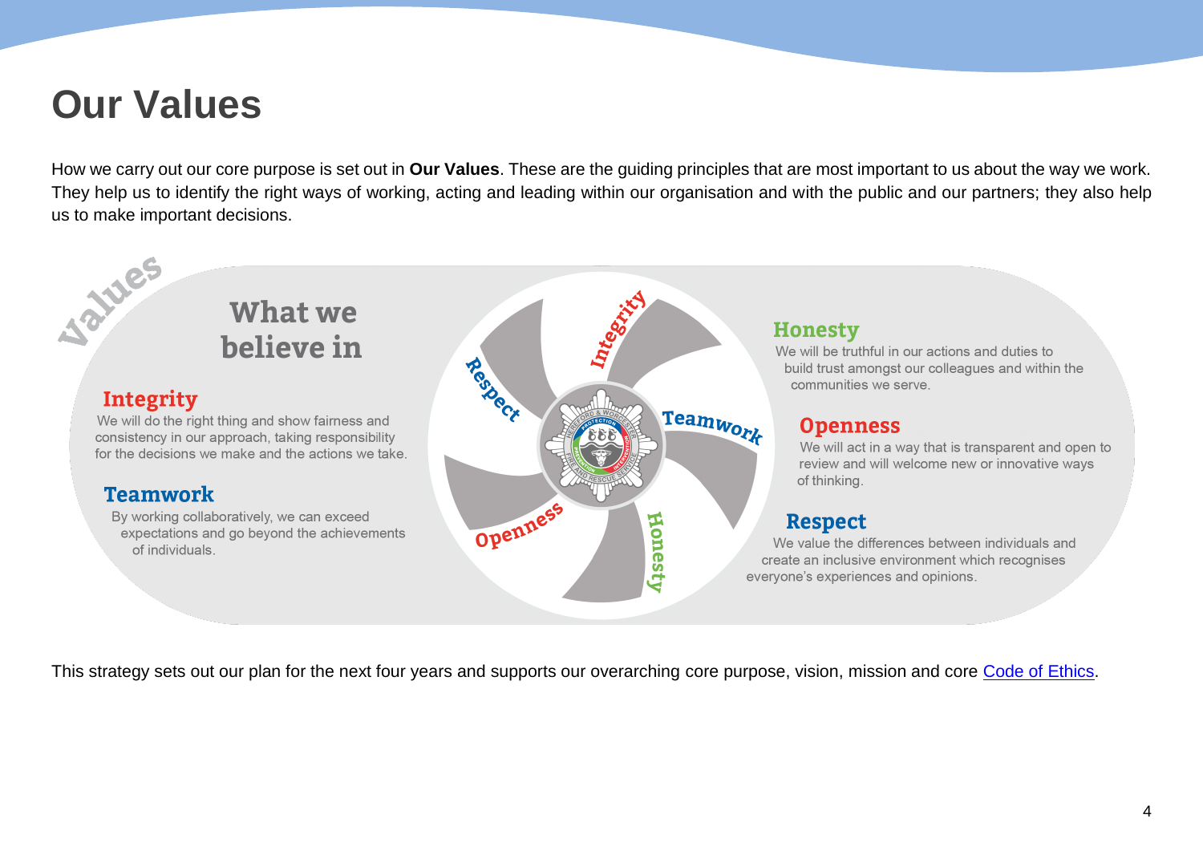# Our Values

How we carry out our core purpose is set out in **Our Values**. These are the guiding principles that are most important to us about the way we work. They help us to identify the right ways of working, acting and leading within our organisation and with the public and our partners; they also help us to make important decisions.

## Values – What we believe in

### Integrity

We will do the right thing and show fairness and consistency in our approach, taking responsibility for the decisions we make and the actions we take.

### Teamwork

By working collaboratively, we can exceed expectations and go beyond the achievements of individuals.

### Honesty

We will be truthful in our actions and duties to build trust amongst our colleagues and within the communities we serve.

### Openness

We will act in a way that is transparent and open to review and will welcome new or innovative ways of thinking.

### Respect

We value the differences between individuals and create an inclusive environment which recognises everyone's experiences and opinions.

This strategy sets out our plan for the next four years and supports our overarching core purpose, vision, mission and core Code of Ethics.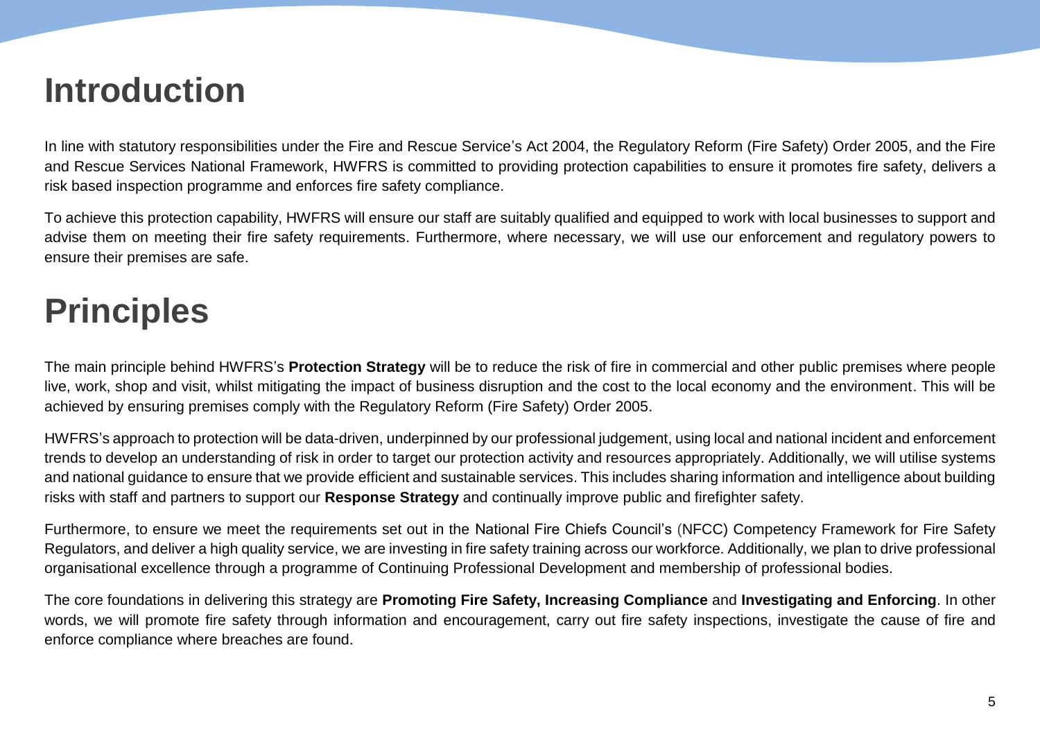# Introduction

In line with statutory responsibilities under the Fire and Rescue Service's Act 2004, the Regulatory Reform (Fire Safety) Order 2005, and the Fire and Rescue Services National Framework, HWFRS is committed to providing protection capabilities to ensure it promotes fire safety, delivers a risk based inspection programme and enforces fire safety compliance.

To achieve this protection capability, HWFRS will ensure our staff are suitably qualified and equipped to work with local businesses to support and advise them on meeting their fire safety requirements. Furthermore, where necessary, we will use our enforcement and regulatory powers to ensure their premises are safe.

# Principles

The main principle behind HWFRS's **Protection Strategy** will be to reduce the risk of fire in commercial and other public premises where people live, work, shop and visit, whilst mitigating the impact of business disruption and the cost to the local economy and the environment. This will be achieved by ensuring premises comply with the Regulatory Reform (Fire Safety) Order 2005.

HWFRS's approach to protection will be data-driven, underpinned by our professional judgement, using local and national incident and enforcement trends to develop an understanding of risk in order to target our protection activity and resources appropriately. Additionally, we will utilise systems and national guidance to ensure that we provide efficient and sustainable services. This includes sharing information and intelligence about building risks with staff and partners to support our **Response Strategy** and continually improve public and firefighter safety.

Furthermore, to ensure we meet the requirements set out in the National Fire Chiefs Council's (NFCC) Competency Framework for Fire Safety Regulators, and deliver a high quality service, we are investing in fire safety training across our workforce. Additionally, we plan to drive professional organisational excellence through a programme of Continuing Professional Development and membership of professional bodies.

The core foundations in delivering this strategy are **Promoting Fire Safety, Increasing Compliance** and **Investigating and Enforcing**. In other words, we will promote fire safety through information and encouragement, carry out fire safety inspections, investigate the cause of fire and enforce compliance where breaches are found.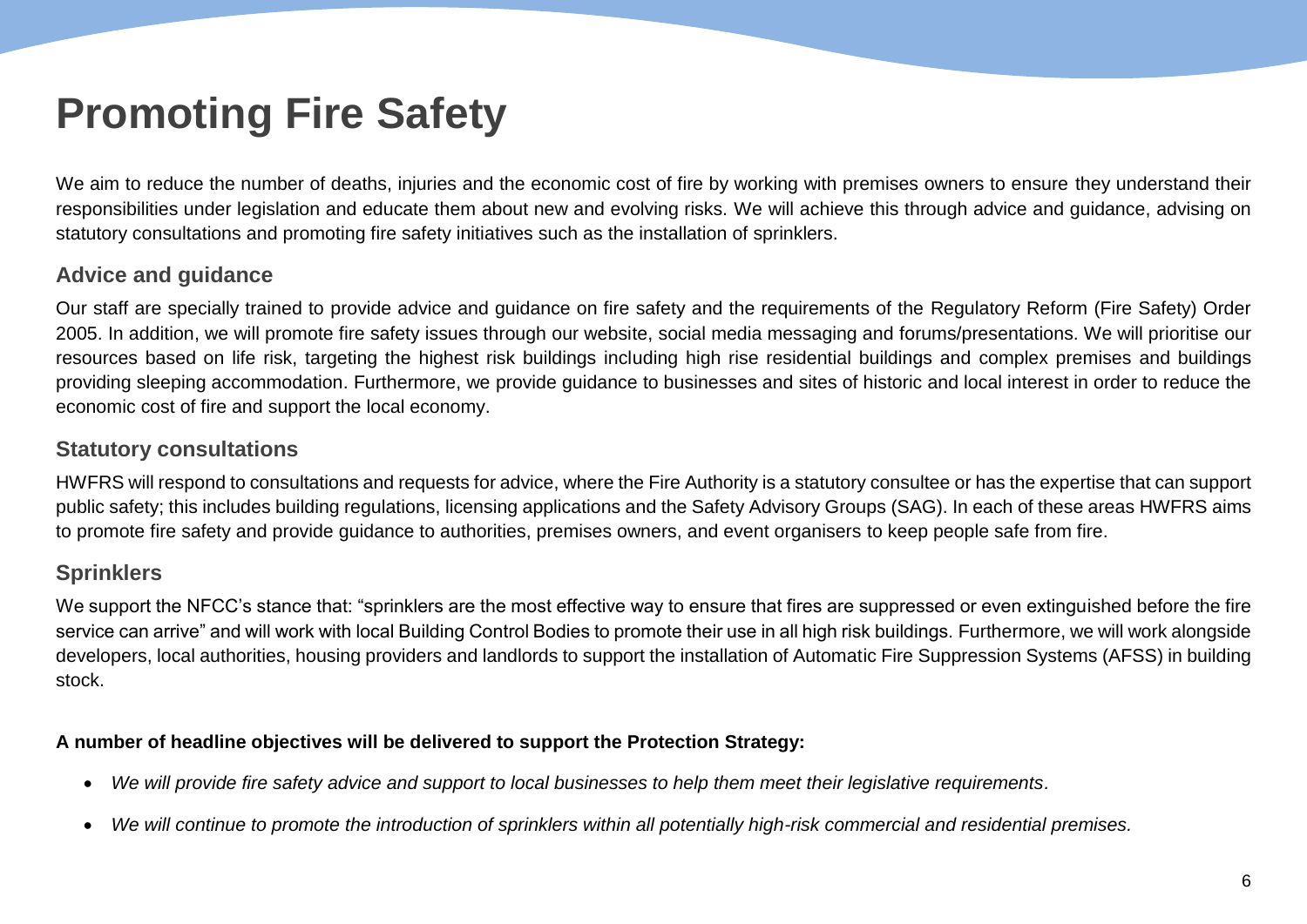# Promoting Fire Safety

We aim to reduce the number of deaths, injuries and the economic cost of fire by working with premises owners to ensure they understand their responsibilities under legislation and educate them about new and evolving risks. We will achieve this through advice and guidance, advising on statutory consultations and promoting fire safety initiatives such as the installation of sprinklers.

## Advice and guidance

Our staff are specially trained to provide advice and guidance on fire safety and the requirements of the Regulatory Reform (Fire Safety) Order 2005. In addition, we will promote fire safety issues through our website, social media messaging and forums/presentations. We will prioritise our resources based on life risk, targeting the highest risk buildings including high rise residential buildings and complex premises and buildings providing sleeping accommodation. Furthermore, we provide guidance to businesses and sites of historic and local interest in order to reduce the economic cost of fire and support the local economy.

## Statutory consultations

HWFRS will respond to consultations and requests for advice, where the Fire Authority is a statutory consultee or has the expertise that can support public safety; this includes building regulations, licensing applications and the Safety Advisory Groups (SAG). In each of these areas HWFRS aims to promote fire safety and provide guidance to authorities, premises owners, and event organisers to keep people safe from fire.

## Sprinklers

We support the NFCC's stance that: "sprinklers are the most effective way to ensure that fires are suppressed or even extinguished before the fire service can arrive" and will work with local Building Control Bodies to promote their use in all high risk buildings. Furthermore, we will work alongside developers, local authorities, housing providers and landlords to support the installation of Automatic Fire Suppression Systems (AFSS) in building stock.

**A number of headline objectives will be delivered to support the Protection Strategy:**

- *We will provide fire safety advice and support to local businesses to help them meet their legislative requirements.*
- *We will continue to promote the introduction of sprinklers within all potentially high-risk commercial and residential premises.*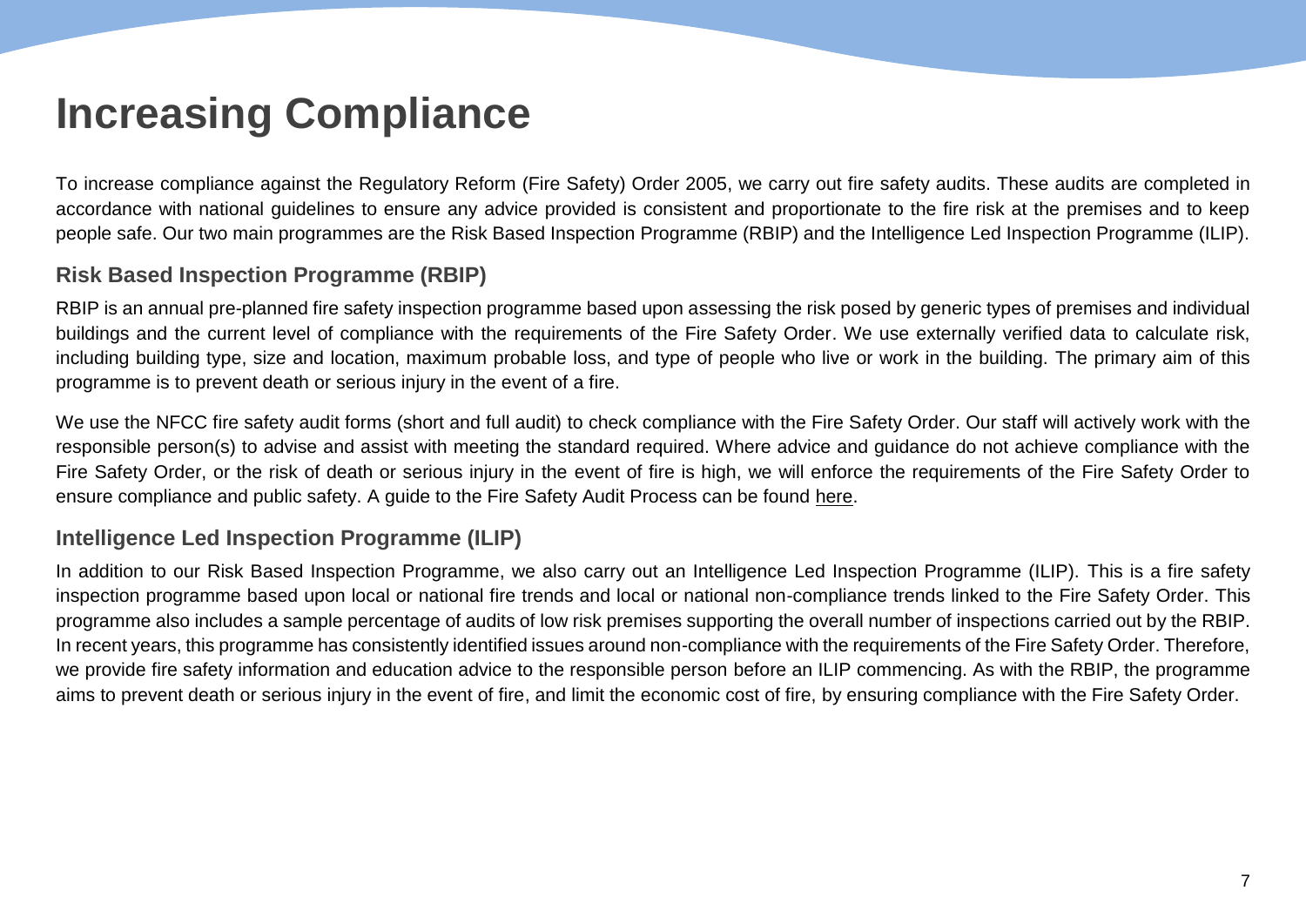# Increasing Compliance

To increase compliance against the Regulatory Reform (Fire Safety) Order 2005, we carry out fire safety audits. These audits are completed in accordance with national guidelines to ensure any advice provided is consistent and proportionate to the fire risk at the premises and to keep people safe. Our two main programmes are the Risk Based Inspection Programme (RBIP) and the Intelligence Led Inspection Programme (ILIP).

## Risk Based Inspection Programme (RBIP)

RBIP is an annual pre-planned fire safety inspection programme based upon assessing the risk posed by generic types of premises and individual buildings and the current level of compliance with the requirements of the Fire Safety Order. We use externally verified data to calculate risk, including building type, size and location, maximum probable loss, and type of people who live or work in the building. The primary aim of this programme is to prevent death or serious injury in the event of a fire.

We use the NFCC fire safety audit forms (short and full audit) to check compliance with the Fire Safety Order. Our staff will actively work with the responsible person(s) to advise and assist with meeting the standard required. Where advice and guidance do not achieve compliance with the Fire Safety Order, or the risk of death or serious injury in the event of fire is high, we will enforce the requirements of the Fire Safety Order to ensure compliance and public safety. A guide to the Fire Safety Audit Process can be found here.

## Intelligence Led Inspection Programme (ILIP)

In addition to our Risk Based Inspection Programme, we also carry out an Intelligence Led Inspection Programme (ILIP). This is a fire safety inspection programme based upon local or national fire trends and local or national non-compliance trends linked to the Fire Safety Order. This programme also includes a sample percentage of audits of low risk premises supporting the overall number of inspections carried out by the RBIP. In recent years, this programme has consistently identified issues around non-compliance with the requirements of the Fire Safety Order. Therefore, we provide fire safety information and education advice to the responsible person before an ILIP commencing. As with the RBIP, the programme aims to prevent death or serious injury in the event of fire, and limit the economic cost of fire, by ensuring compliance with the Fire Safety Order.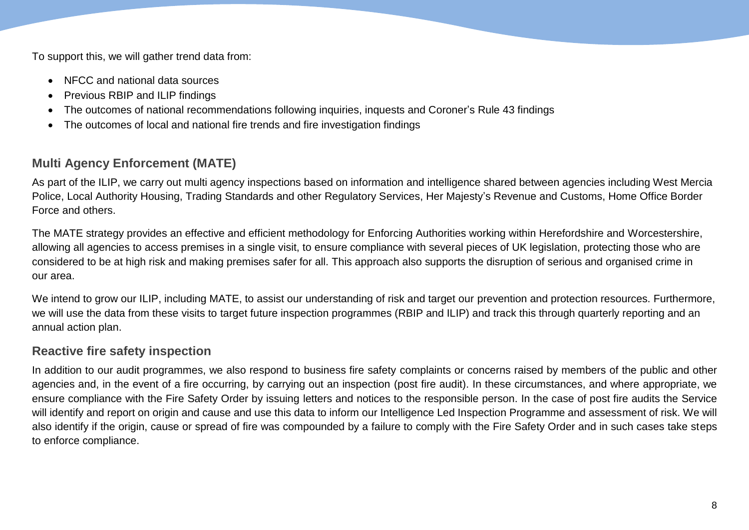To support this, we will gather trend data from:

- NFCC and national data sources
- Previous RBIP and ILIP findings
- The outcomes of national recommendations following inquiries, inquests and Coroner's Rule 43 findings
- The outcomes of local and national fire trends and fire investigation findings

## Multi Agency Enforcement (MATE)

As part of the ILIP, we carry out multi agency inspections based on information and intelligence shared between agencies including West Mercia Police, Local Authority Housing, Trading Standards and other Regulatory Services, Her Majesty's Revenue and Customs, Home Office Border Force and others.

The MATE strategy provides an effective and efficient methodology for Enforcing Authorities working within Herefordshire and Worcestershire, allowing all agencies to access premises in a single visit, to ensure compliance with several pieces of UK legislation, protecting those who are considered to be at high risk and making premises safer for all. This approach also supports the disruption of serious and organised crime in our area.

We intend to grow our ILIP, including MATE, to assist our understanding of risk and target our prevention and protection resources. Furthermore, we will use the data from these visits to target future inspection programmes (RBIP and ILIP) and track this through quarterly reporting and an annual action plan.

## Reactive fire safety inspection

In addition to our audit programmes, we also respond to business fire safety complaints or concerns raised by members of the public and other agencies and, in the event of a fire occurring, by carrying out an inspection (post fire audit). In these circumstances, and where appropriate, we ensure compliance with the Fire Safety Order by issuing letters and notices to the responsible person. In the case of post fire audits the Service will identify and report on origin and cause and use this data to inform our Intelligence Led Inspection Programme and assessment of risk. We will also identify if the origin, cause or spread of fire was compounded by a failure to comply with the Fire Safety Order and in such cases take steps to enforce compliance.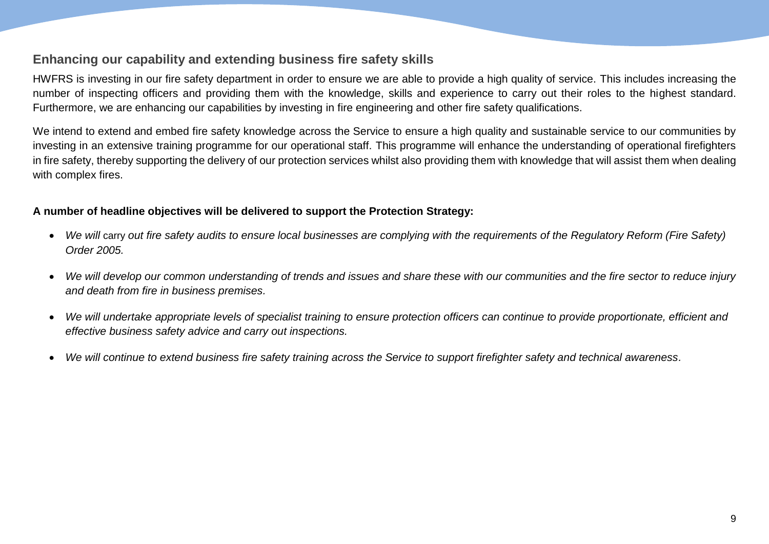## Enhancing our capability and extending business fire safety skills

HWFRS is investing in our fire safety department in order to ensure we are able to provide a high quality of service. This includes increasing the number of inspecting officers and providing them with the knowledge, skills and experience to carry out their roles to the highest standard. Furthermore, we are enhancing our capabilities by investing in fire engineering and other fire safety qualifications.

We intend to extend and embed fire safety knowledge across the Service to ensure a high quality and sustainable service to our communities by investing in an extensive training programme for our operational staff. This programme will enhance the understanding of operational firefighters in fire safety, thereby supporting the delivery of our protection services whilst also providing them with knowledge that will assist them when dealing with complex fires.

**A number of headline objectives will be delivered to support the Protection Strategy:**

- *We will* carry *out fire safety audits to ensure local businesses are complying with the requirements of the Regulatory Reform (Fire Safety) Order 2005.*
- *We will develop our common understanding of trends and issues and share these with our communities and the fire sector to reduce injury and death from fire in business premises.*
- *We will undertake appropriate levels of specialist training to ensure protection officers can continue to provide proportionate, efficient and effective business safety advice and carry out inspections.*
- *We will continue to extend business fire safety training across the Service to support firefighter safety and technical awareness.*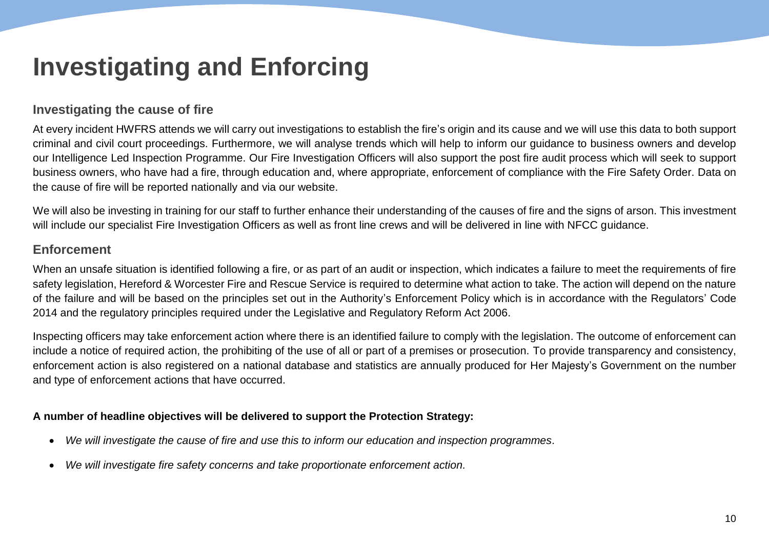# Investigating and Enforcing

## Investigating the cause of fire

At every incident HWFRS attends we will carry out investigations to establish the fire's origin and its cause and we will use this data to both support criminal and civil court proceedings. Furthermore, we will analyse trends which will help to inform our guidance to business owners and develop our Intelligence Led Inspection Programme. Our Fire Investigation Officers will also support the post fire audit process which will seek to support business owners, who have had a fire, through education and, where appropriate, enforcement of compliance with the Fire Safety Order. Data on the cause of fire will be reported nationally and via our website.

We will also be investing in training for our staff to further enhance their understanding of the causes of fire and the signs of arson. This investment will include our specialist Fire Investigation Officers as well as front line crews and will be delivered in line with NFCC guidance.

## Enforcement

When an unsafe situation is identified following a fire, or as part of an audit or inspection, which indicates a failure to meet the requirements of fire safety legislation, Hereford & Worcester Fire and Rescue Service is required to determine what action to take. The action will depend on the nature of the failure and will be based on the principles set out in the Authority's Enforcement Policy which is in accordance with the Regulators' Code 2014 and the regulatory principles required under the Legislative and Regulatory Reform Act 2006.

Inspecting officers may take enforcement action where there is an identified failure to comply with the legislation. The outcome of enforcement can include a notice of required action, the prohibiting of the use of all or part of a premises or prosecution. To provide transparency and consistency, enforcement action is also registered on a national database and statistics are annually produced for Her Majesty's Government on the number and type of enforcement actions that have occurred.

**A number of headline objectives will be delivered to support the Protection Strategy:**

- *We will investigate the cause of fire and use this to inform our education and inspection programmes.*
- *We will investigate fire safety concerns and take proportionate enforcement action.*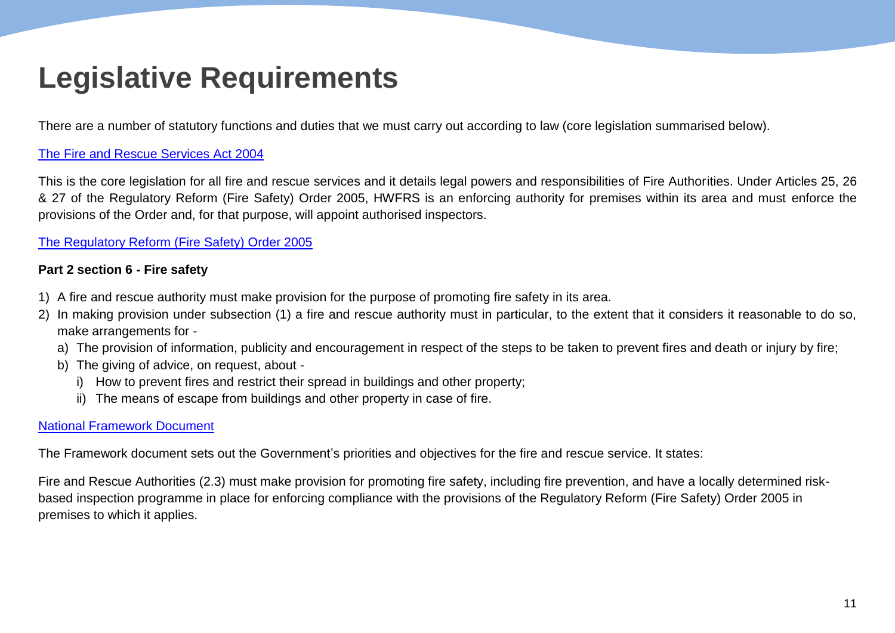# Legislative Requirements

There are a number of statutory functions and duties that we must carry out according to law (core legislation summarised below).

[The Fire and Rescue Services Act 2004]

This is the core legislation for all fire and rescue services and it details legal powers and responsibilities of Fire Authorities. Under Articles 25, 26 & 27 of the Regulatory Reform (Fire Safety) Order 2005, HWFRS is an enforcing authority for premises within its area and must enforce the provisions of the Order and, for that purpose, will appoint authorised inspectors.

[The Regulatory Reform (Fire Safety) Order 2005]

**Part 2 section 6 - Fire safety**

1) A fire and rescue authority must make provision for the purpose of promoting fire safety in its area.
2) In making provision under subsection (1) a fire and rescue authority must in particular, to the extent that it considers it reasonable to do so, make arrangements for -
   a) The provision of information, publicity and encouragement in respect of the steps to be taken to prevent fires and death or injury by fire;
   b) The giving of advice, on request, about -
      i) How to prevent fires and restrict their spread in buildings and other property;
      ii) The means of escape from buildings and other property in case of fire.

[National Framework Document]

The Framework document sets out the Government's priorities and objectives for the fire and rescue service. It states:

Fire and Rescue Authorities (2.3) must make provision for promoting fire safety, including fire prevention, and have a locally determined risk-based inspection programme in place for enforcing compliance with the provisions of the Regulatory Reform (Fire Safety) Order 2005 in premises to which it applies.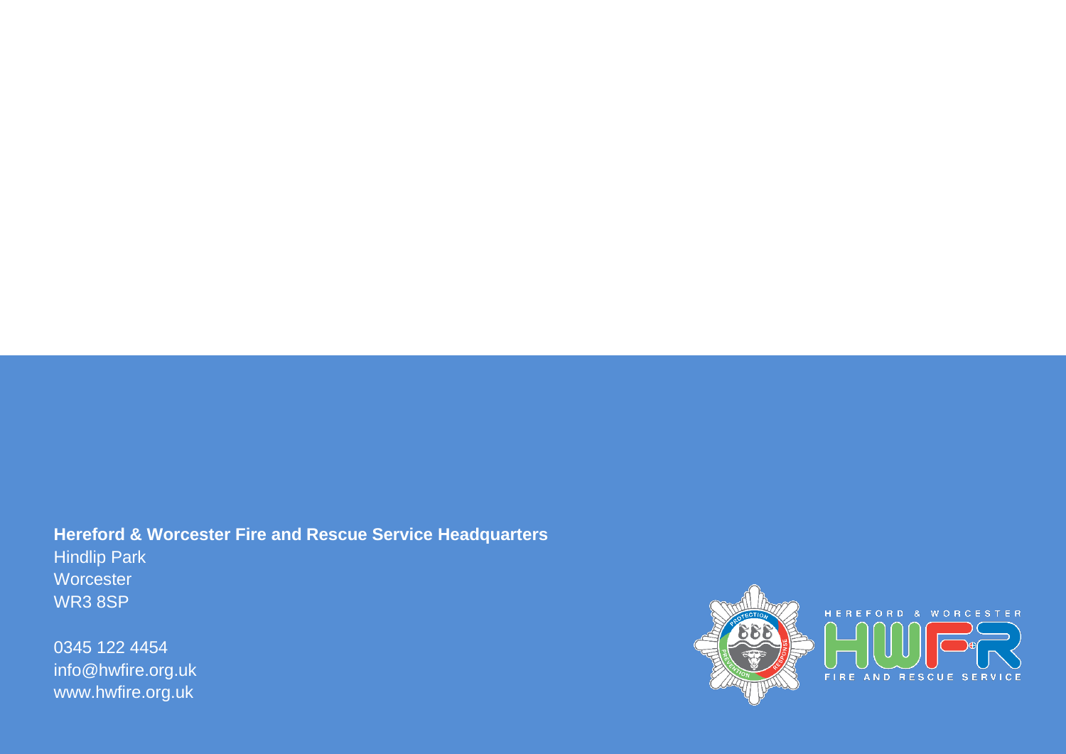**Hereford & Worcester Fire and Rescue Service Headquarters**
Hindlip Park
Worcester
WR3 8SP

0345 122 4454
info@hwfire.org.uk
www.hwfire.org.uk